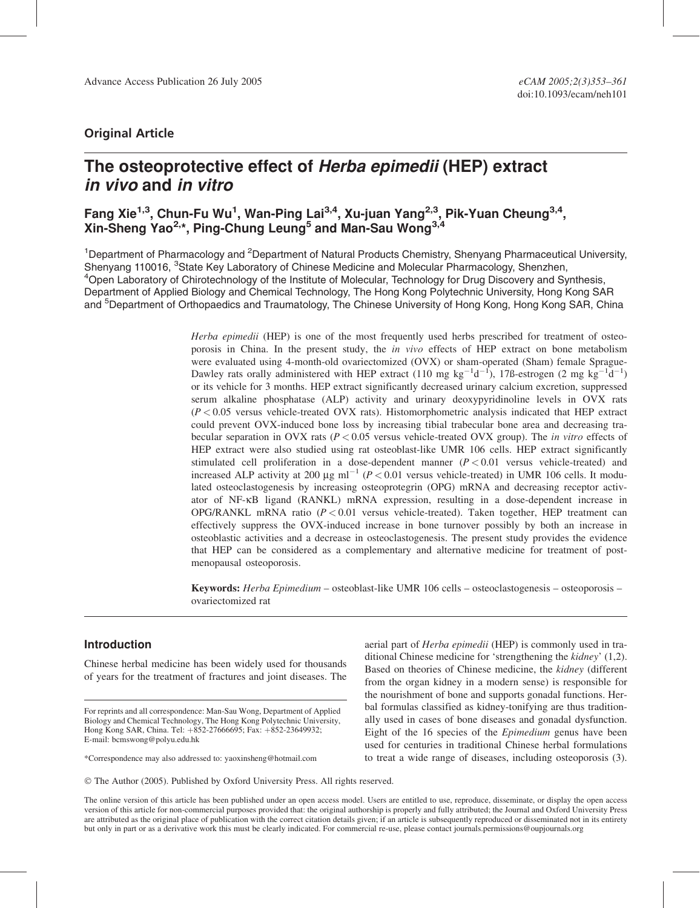Original Article

# The osteoprotective effect of *Herba epimedii* (HEP) extract *in vivo* and *in vitro*

**Fang Xie[1,3], Chun-Fu Wu[1], Wan-Ping Lai[3,4], Xu-juan Yang[2,3], Pik-Yuen Cheung[3,4], Xin-Sheng Yao[2,*], Ping-Chung Leung[5] and Man-Sau Wong[3,4]**

[1]Department of Pharmacology and [2]Department of Natural Products Chemistry, Shenyang Pharmaceutical University, Shenyang 110016, [3]State Key Laboratory of Chinese Medicine and Molecular Pharmacology, Shenzhen, [4]Open Laboratory of Chirotechnology of the Institute of Molecular, Technology for Drug Discovery and Synthesis, Department of Applied Biology and Chemical Technology, The Hong Kong Polytechnic University, Hong Kong SAR and [5]Department of Orthopaedics and Traumatology, The Chinese University of Hong Kong, Hong Kong SAR, China

*Herba epimedii* (HEP) is one of the most frequently used herbs prescribed for treatment of osteoporosis in China. In the present study, the *in vivo* effects of HEP extract on bone metabolism were evaluated using 4-month-old ovariectomized (OVX) or sham-operated (Sham) female Sprague-Dawley rats orally administered with HEP extract (110 mg $kg^{-1}d^{-1}$), 17ß-estrogen (2 mg $kg^{-1}d^{-1}$) or its vehicle for 3 months. HEP extract significantly decreased urinary calcium excretion, suppressed serum alkaline phosphatase (ALP) activity and urinary deoxypyridinoline levels in OVX rats ($P < 0.05$ versus vehicle-treated OVX rats). Histomorphometric analysis indicated that HEP extract could prevent OVX-induced bone loss by increasing tibial trabecular bone area and decreasing trabecular separation in OVX rats ($P < 0.05$ versus vehicle-treated OVX group). The *in vitro* effects of HEP extract were also studied using rat osteoblast-like UMR 106 cells. HEP extract significantly stimulated cell proliferation in a dose-dependent manner ($P < 0.01$ versus vehicle-treated) and increased ALP activity at 200 μg $ml^{-1}$ ($P < 0.01$ versus vehicle-treated) in UMR 106 cells. It modulated osteoclastogenesis by increasing osteoprotegrin (OPG) mRNA and decreasing receptor activator of NF-κB ligand (RANKL) mRNA expression, resulting in a dose-dependent increase in OPG/RANKL mRNA ratio ($P < 0.01$ versus vehicle-treated). Taken together, HEP treatment can effectively suppress the OVX-induced increase in bone turnover possibly by both an increase in osteoblastic activities and a decrease in osteoclastogenesis. The present study provides the evidence that HEP can be considered as a complementary and alternative medicine for treatment of postmenopausal osteoporosis.

**Keywords:** *Herba Epimedium* – osteoblast-like UMR 106 cells – osteoclastogenesis – osteoporosis – ovariectomized rat

## Introduction

Chinese herbal medicine has been widely used for thousands of years for the treatment of fractures and joint diseases. The aerial part of *Herba epimedii* (HEP) is commonly used in traditional Chinese medicine for 'strengthening the *kidney*' (1,2). Based on theories of Chinese medicine, the *kidney* (different from the organ kidney in a modern sense) is responsible for the nourishment of bone and supports gonadal functions. Herbal formulas classified as kidney-tonifying are thus traditionally used in cases of bone diseases and gonadal dysfunction. Eight of the 16 species of the *Epimedium* genus have been used for centuries in traditional Chinese herbal formulations to treat a wide range of diseases, including osteoporosis (3).

For reprints and all correspondence: Man-Sau Wong, Department of Applied Biology and Chemical Technology, The Hong Kong Polytechnic University, Hong Kong SAR, China. Tel: +852-27666695; Fax: +852-23649932; E-mail: bcmswong@polyu.edu.hk

*Correspondence may also addressed to: yaoxinsheng@hotmail.com

© The Author (2005). Published by Oxford University Press. All rights reserved.

The online version of this article has been published under an open access model. Users are entitled to use, reproduce, disseminate, or display the open access version of this article for non-commercial purposes provided that: the original authorship is properly and fully attributed; the Journal and Oxford University Press are attributed as the original place of publication with the correct citation details given; if an article is subsequently reproduced or disseminated not in its entirety but only in part or as a derivative work this must be clearly indicated. For commercial re-use, please contact journals.permissions@oupjournals.org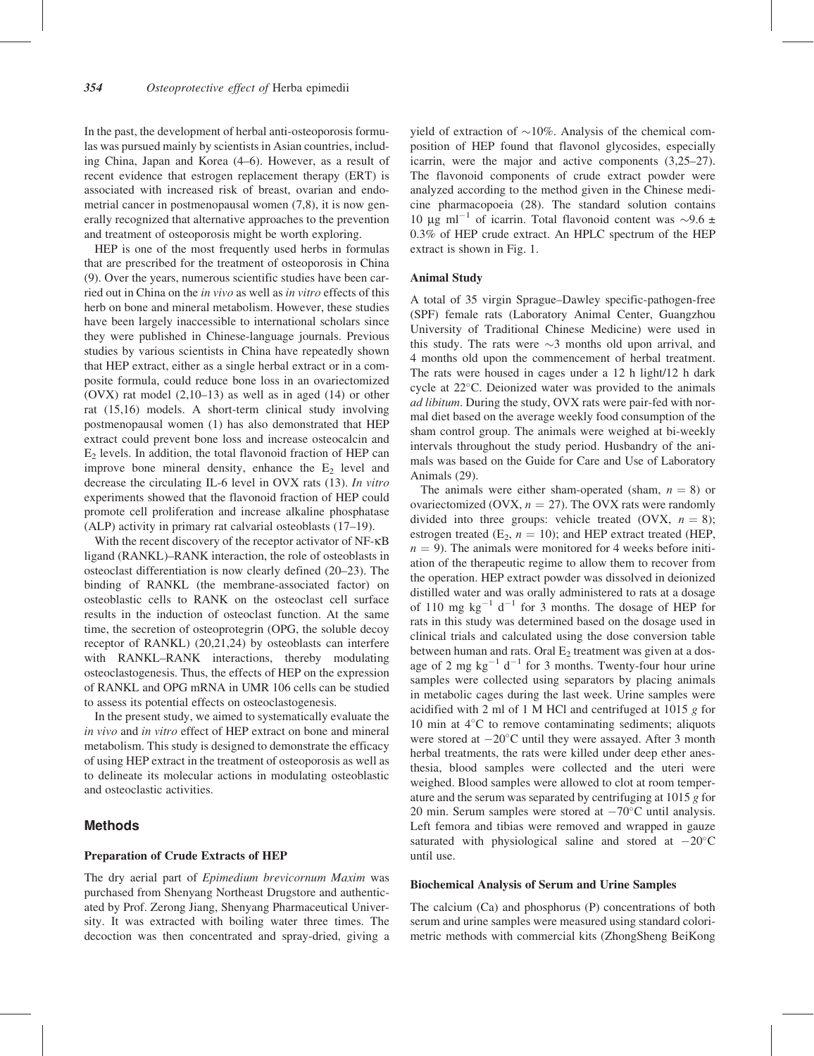In the past, the development of herbal anti-osteoporosis formulas was pursued mainly by scientists in Asian countries, including China, Japan and Korea (4–6). However, as a result of recent evidence that estrogen replacement therapy (ERT) is associated with increased risk of breast, ovarian and endometrial cancer in postmenopausal women (7,8), it is now generally recognized that alternative approaches to the prevention and treatment of osteoporosis might be worth exploring.

HEP is one of the most frequently used herbs in formulas that are prescribed for the treatment of osteoporosis in China (9). Over the years, numerous scientific studies have been carried out in China on the *in vivo* as well as *in vitro* effects of this herb on bone and mineral metabolism. However, these studies have been largely inaccessible to international scholars since they were published in Chinese-language journals. Previous studies by various scientists in China have repeatedly shown that HEP extract, either as a single herbal extract or in a composite formula, could reduce bone loss in an ovariectomized (OVX) rat model (2,10–13) as well as in aged (14) or other rat (15,16) models. A short-term clinical study involving postmenopausal women (1) has also demonstrated that HEP extract could prevent bone loss and increase osteocalcin and $E_2$ levels. In addition, the total flavonoid fraction of HEP can improve bone mineral density, enhance the $E_2$ level and decrease the circulating IL-6 level in OVX rats (13). *In vitro* experiments showed that the flavonoid fraction of HEP could promote cell proliferation and increase alkaline phosphatase (ALP) activity in primary rat calvarial osteoblasts (17–19).

With the recent discovery of the receptor activator of NF-κB ligand (RANKL)–RANK interaction, the role of osteoblasts in osteoclast differentiation is now clearly defined (20–23). The binding of RANKL (the membrane-associated factor) on osteoblastic cells to RANK on the osteoclast cell surface results in the induction of osteoclast function. At the same time, the secretion of osteoprotegrin (OPG, the soluble decoy receptor of RANKL) (20,21,24) by osteoblasts can interfere with RANKL–RANK interactions, thereby modulating osteoclastogenesis. Thus, the effects of HEP on the expression of RANKL and OPG mRNA in UMR 106 cells can be studied to assess its potential effects on osteoclastogenesis.

In the present study, we aimed to systematically evaluate the *in vivo* and *in vitro* effect of HEP extract on bone and mineral metabolism. This study is designed to demonstrate the efficacy of using HEP extract in the treatment of osteoporosis as well as to delineate its molecular actions in modulating osteoblastic and osteoclastic activities.

## Methods

### Preparation of Crude Extracts of HEP

The dry aerial part of *Epimedium brevicornum Maxim* was purchased from Shenyang Northeast Drugstore and authenticated by Prof. Zerong Jiang, Shenyang Pharmaceutical University. It was extracted with boiling water three times. The decoction was then concentrated and spray-dried, giving a yield of extraction of ∼10%. Analysis of the chemical composition of HEP found that flavonol glycosides, especially icarrin, were the major and active components (3,25–27). The flavonoid components of crude extract powder were analyzed according to the method given in the Chinese medicine pharmacopoeia (28). The standard solution contains 10 μg ml$^{-1}$ of icarrin. Total flavonoid content was ∼9.6 ± 0.3% of HEP crude extract. An HPLC spectrum of the HEP extract is shown in Fig. 1.

### Animal Study

A total of 35 virgin Sprague–Dawley specific-pathogen-free (SPF) female rats (Laboratory Animal Center, Guangzhou University of Traditional Chinese Medicine) were used in this study. The rats were ∼3 months old upon arrival, and 4 months old upon the commencement of herbal treatment. The rats were housed in cages under a 12 h light/12 h dark cycle at 22°C. Deionized water was provided to the animals *ad libitum*. During the study, OVX rats were pair-fed with normal diet based on the average weekly food consumption of the sham control group. The animals were weighed at bi-weekly intervals throughout the study period. Husbandry of the animals was based on the Guide for Care and Use of Laboratory Animals (29).

The animals were either sham-operated (sham, $n = 8$) or ovariectomized (OVX, $n = 27$). The OVX rats were randomly divided into three groups: vehicle treated (OVX, $n = 8$); estrogen treated ($E_2$, $n = 10$); and HEP extract treated (HEP, $n = 9$). The animals were monitored for 4 weeks before initiation of the therapeutic regime to allow them to recover from the operation. HEP extract powder was dissolved in deionized distilled water and was orally administered to rats at a dosage of 110 mg kg$^{-1}$ d$^{-1}$ for 3 months. The dosage of HEP for rats in this study was determined based on the dosage used in clinical trials and calculated using the dose conversion table between human and rats. Oral $E_2$ treatment was given at a dosage of 2 mg kg$^{-1}$ d$^{-1}$ for 3 months. Twenty-four hour urine samples were collected using separators by placing animals in metabolic cages during the last week. Urine samples were acidified with 2 ml of 1 M HCl and centrifuged at 1015 *g* for 10 min at 4°C to remove contaminating sediments; aliquots were stored at −20°C until they were assayed. After 3 month herbal treatments, the rats were killed under deep ether anesthesia, blood samples were collected and the uteri were weighed. Blood samples were allowed to clot at room temperature and the serum was separated by centrifuging at 1015 *g* for 20 min. Serum samples were stored at −70°C until analysis. Left femora and tibias were removed and wrapped in gauze saturated with physiological saline and stored at −20°C until use.

### Biochemical Analysis of Serum and Urine Samples

The calcium (Ca) and phosphorus (P) concentrations of both serum and urine samples were measured using standard colorimetric methods with commercial kits (ZhongSheng BeiKong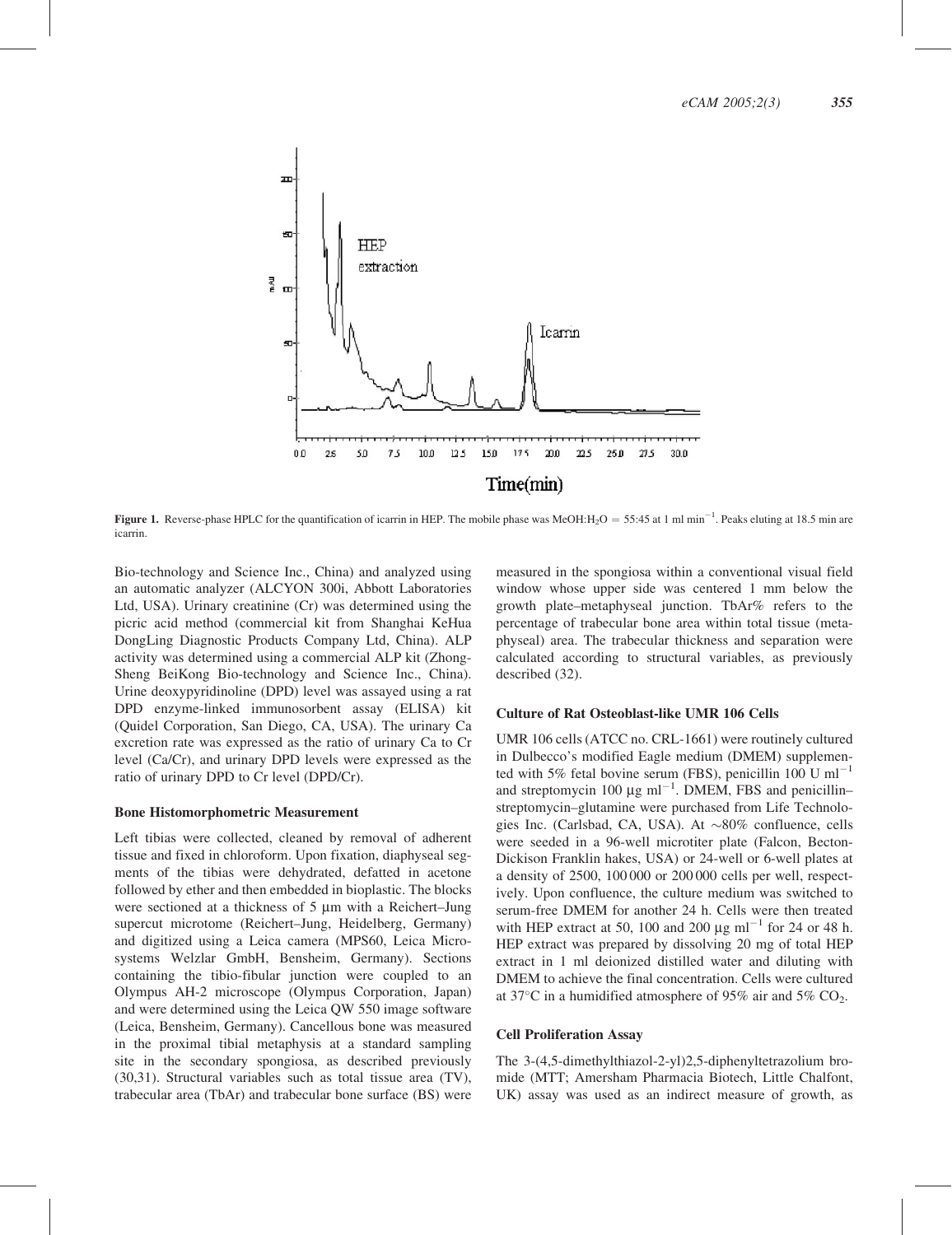**Figure 1.** Reverse-phase HPLC for the quantification of icarrin in HEP. The mobile phase was MeOH:$H_2O$ = 55:45 at 1 ml $min^{-1}$. Peaks eluting at 18.5 min are icarrin.

Bio-technology and Science Inc., China) and analyzed using an automatic analyzer (ALCYON 300i, Abbott Laboratories Ltd, USA). Urinary creatinine (Cr) was determined using the picric acid method (commercial kit from Shanghai KeHua DongLing Diagnostic Products Company Ltd, China). ALP activity was determined using a commercial ALP kit (Zhong-Sheng BeiKong Bio-technology and Science Inc., China). Urine deoxypyridinoline (DPD) level was assayed using a rat DPD enzyme-linked immunosorbent assay (ELISA) kit (Quidel Corporation, San Diego, CA, USA). The urinary Ca excretion rate was expressed as the ratio of urinary Ca to Cr level (Ca/Cr), and urinary DPD levels were expressed as the ratio of urinary DPD to Cr level (DPD/Cr).

### Bone Histomorphometric Measurement

Left tibias were collected, cleaned by removal of adherent tissue and fixed in chloroform. Upon fixation, diaphyseal segments of the tibias were dehydrated, defatted in acetone followed by ether and then embedded in bioplastic. The blocks were sectioned at a thickness of 5 μm with a Reichert–Jung supercut microtome (Reichert–Jung, Heidelberg, Germany) and digitized using a Leica camera (MPS60, Leica Microsystems Welzlar GmbH, Bensheim, Germany). Sections containing the tibio-fibular junction were coupled to an Olympus AH-2 microscope (Olympus Corporation, Japan) and were determined using the Leica QW 550 image software (Leica, Bensheim, Germany). Cancellous bone was measured in the proximal tibial metaphysis at a standard sampling site in the secondary spongiosa, as described previously (30,31). Structural variables such as total tissue area (TV), trabecular area (TbAr) and trabecular bone surface (BS) were measured in the spongiosa within a conventional visual field window whose upper side was centered 1 mm below the growth plate–metaphyseal junction. TbAr% refers to the percentage of trabecular bone area within total tissue (metaphyseal) area. The trabecular thickness and separation were calculated according to structural variables, as previously described (32).

### Culture of Rat Osteoblast-like UMR 106 Cells

UMR 106 cells (ATCC no. CRL-1661) were routinely cultured in Dulbecco's modified Eagle medium (DMEM) supplemented with 5% fetal bovine serum (FBS), penicillin 100 U $ml^{-1}$ and streptomycin 100 μg $ml^{-1}$. DMEM, FBS and penicillin–streptomycin–glutamine were purchased from Life Technologies Inc. (Carlsbad, CA, USA). At ~80% confluence, cells were seeded in a 96-well microtiter plate (Falcon, Becton-Dickison Franklin hakes, USA) or 24-well or 6-well plates at a density of 2500, 100 000 or 200 000 cells per well, respectively. Upon confluence, the culture medium was switched to serum-free DMEM for another 24 h. Cells were then treated with HEP extract at 50, 100 and 200 μg $ml^{-1}$ for 24 or 48 h. HEP extract was prepared by dissolving 20 mg of total HEP extract in 1 ml deionized distilled water and diluting with DMEM to achieve the final concentration. Cells were cultured at 37°C in a humidified atmosphere of 95% air and 5% $CO_2$.

### Cell Proliferation Assay

The 3-(4,5-dimethylthiazol-2-yl)2,5-diphenyltetrazolium bromide (MTT; Amersham Pharmacia Biotech, Little Chalfont, UK) assay was used as an indirect measure of growth, as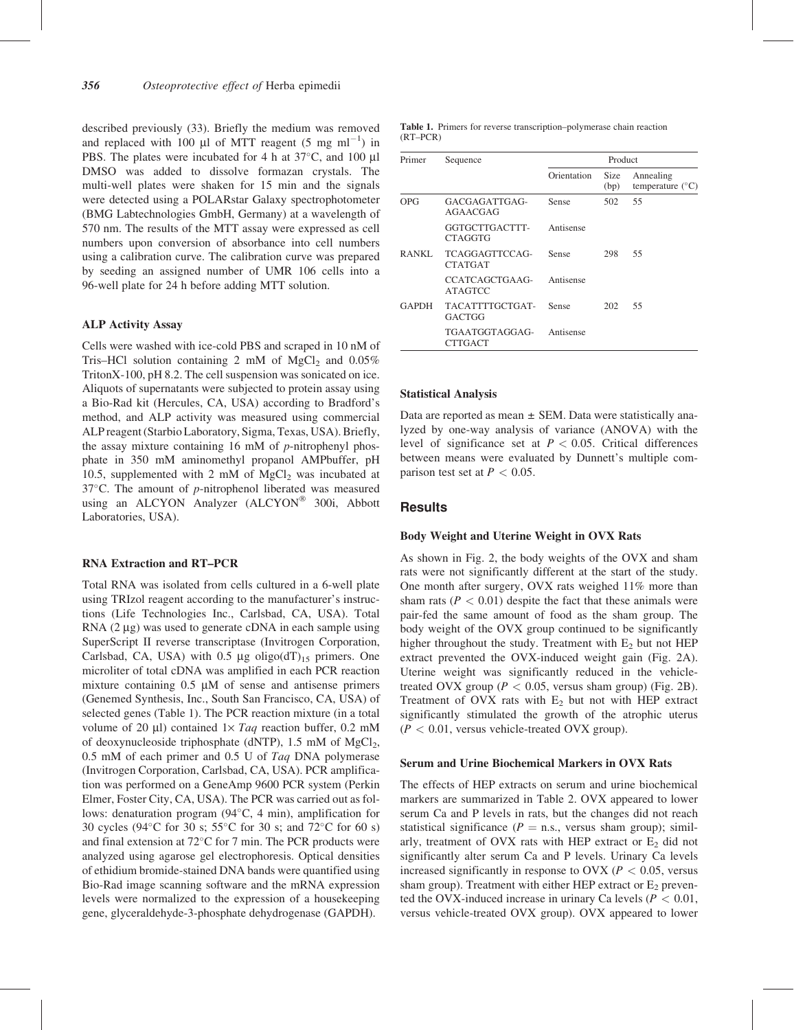described previously (33). Briefly the medium was removed and replaced with 100 μl of MTT reagent (5 mg ml$^{-1}$) in PBS. The plates were incubated for 4 h at 37°C, and 100 μl DMSO was added to dissolve formazan crystals. The multi-well plates were shaken for 15 min and the signals were detected using a POLARstar Galaxy spectrophotometer (BMG Labtechnologies GmbH, Germany) at a wavelength of 570 nm. The results of the MTT assay were expressed as cell numbers upon conversion of absorbance into cell numbers using a calibration curve. The calibration curve was prepared by seeding an assigned number of UMR 106 cells into a 96-well plate for 24 h before adding MTT solution.

### ALP Activity Assay

Cells were washed with ice-cold PBS and scraped in 10 nM of Tris–HCl solution containing 2 mM of $MgCl_2$ and 0.05% TritonX-100, pH 8.2. The cell suspension was sonicated on ice. Aliquots of supernatants were subjected to protein assay using a Bio-Rad kit (Hercules, CA, USA) according to Bradford's method, and ALP activity was measured using commercial ALP reagent (Starbio Laboratory, Sigma, Texas, USA). Briefly, the assay mixture containing 16 mM of *p*-nitrophenyl phosphate in 350 mM aminomethyl propanol AMPbuffer, pH 10.5, supplemented with 2 mM of $MgCl_2$ was incubated at 37°C. The amount of *p*-nitrophenol liberated was measured using an ALCYON Analyzer (ALCYON® 300i, Abbott Laboratories, USA).

### RNA Extraction and RT–PCR

Total RNA was isolated from cells cultured in a 6-well plate using TRIzol reagent according to the manufacturer's instructions (Life Technologies Inc., Carlsbad, CA, USA). Total RNA (2 μg) was used to generate cDNA in each sample using SuperScript II reverse transcriptase (Invitrogen Corporation, Carlsbad, CA, USA) with 0.5 μg oligo$(dT)_{15}$ primers. One microliter of total cDNA was amplified in each PCR reaction mixture containing 0.5 μM of sense and antisense primers (Genemed Synthesis, Inc., South San Francisco, CA, USA) of selected genes (Table 1). The PCR reaction mixture (in a total volume of 20 μl) contained 1× *Taq* reaction buffer, 0.2 mM of deoxynucleoside triphosphate (dNTP), 1.5 mM of $MgCl_2$, 0.5 mM of each primer and 0.5 U of *Taq* DNA polymerase (Invitrogen Corporation, Carlsbad, CA, USA). PCR amplification was performed on a GeneAmp 9600 PCR system (Perkin Elmer, Foster City, CA, USA). The PCR was carried out as follows: denaturation program (94°C, 4 min), amplification for 30 cycles (94°C for 30 s; 55°C for 30 s; and 72°C for 60 s) and final extension at 72°C for 7 min. The PCR products were analyzed using agarose gel electrophoresis. Optical densities of ethidium bromide-stained DNA bands were quantified using Bio-Rad image scanning software and the mRNA expression levels were normalized to the expression of a housekeeping gene, glyceraldehyde-3-phosphate dehydrogenase (GAPDH).

**Table 1.** Primers for reverse transcription–polymerase chain reaction (RT–PCR)

| Primer | Sequence | Product | | |
|---|---|---|---|---|
| | | Orientation | Size (bp) | Annealing temperature (°C) |
| OPG | GACGAGATTGAG-AGAACGAG | Sense | 502 | 55 |
| | GGTGCTTGACTTT-CTAGGTG | Antisense | | |
| RANKL | TCAGGAGTTCCAG-CTATGAT | Sense | 298 | 55 |
| | CCATCAGCTGAAG-ATAGTCC | Antisense | | |
| GAPDH | TACATTTTGCTGAT-GACTGG | Sense | 202 | 55 |
| | TGAATGGTAGGAG-CTTGACT | Antisense | | |

### Statistical Analysis

Data are reported as mean ± SEM. Data were statistically analyzed by one-way analysis of variance (ANOVA) with the level of significance set at $P < 0.05$. Critical differences between means were evaluated by Dunnett's multiple comparison test set at $P < 0.05$.

## Results

### Body Weight and Uterine Weight in OVX Rats

As shown in Fig. 2, the body weights of the OVX and sham rats were not significantly different at the start of the study. One month after surgery, OVX rats weighed 11% more than sham rats ($P < 0.01$) despite the fact that these animals were pair-fed the same amount of food as the sham group. The body weight of the OVX group continued to be significantly higher throughout the study. Treatment with $E_2$ but not HEP extract prevented the OVX-induced weight gain (Fig. 2A). Uterine weight was significantly reduced in the vehicle-treated OVX group ($P < 0.05$, versus sham group) (Fig. 2B). Treatment of OVX rats with $E_2$ but not with HEP extract significantly stimulated the growth of the atrophic uterus ($P < 0.01$, versus vehicle-treated OVX group).

### Serum and Urine Biochemical Markers in OVX Rats

The effects of HEP extracts on serum and urine biochemical markers are summarized in Table 2. OVX appeared to lower serum Ca and P levels in rats, but the changes did not reach statistical significance ($P$ = n.s., versus sham group); similarly, treatment of OVX rats with HEP extract or $E_2$ did not significantly alter serum Ca and P levels. Urinary Ca levels increased significantly in response to OVX ($P < 0.05$, versus sham group). Treatment with either HEP extract or $E_2$ prevented the OVX-induced increase in urinary Ca levels ($P < 0.01$, versus vehicle-treated OVX group). OVX appeared to lower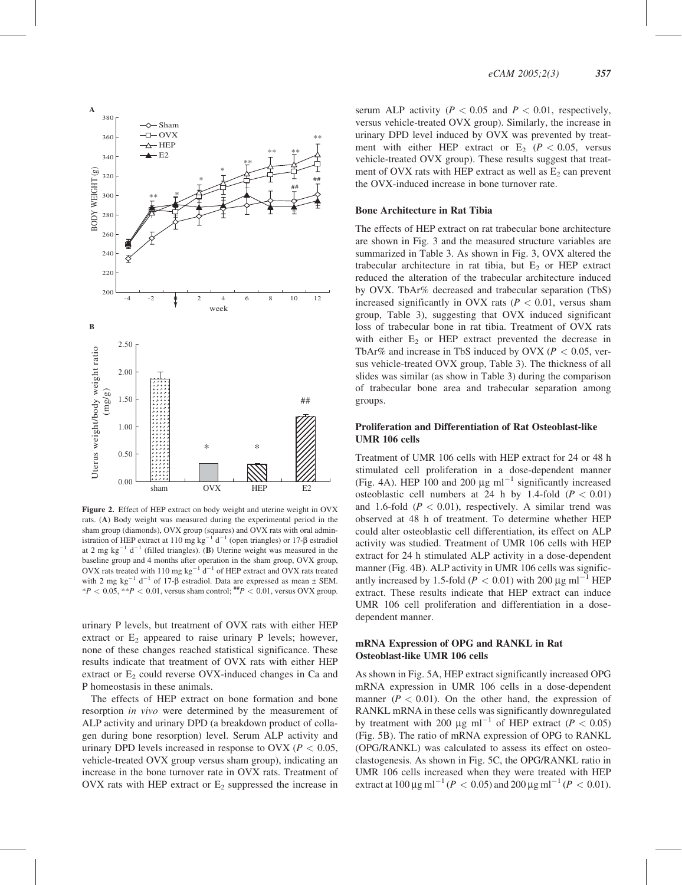**Figure 2.** Effect of HEP extract on body weight and uterine weight in OVX rats. (**A**) Body weight was measured during the experimental period in the sham group (diamonds), OVX group (squares) and OVX rats with oral administration of HEP extract at 110 mg $kg^{-1}$ $d^{-1}$ (open triangles) or 17-β estradiol at 2 mg $kg^{-1}$ $d^{-1}$ (filled triangles). (**B**) Uterine weight was measured in the baseline group and 4 months after operation in the sham group, OVX group, OVX rats treated with 110 mg $kg^{-1}$ $d^{-1}$ of HEP extract and OVX rats treated with 2 mg $kg^{-1}$ $d^{-1}$ of 17-β estradiol. Data are expressed as mean ± SEM. \*$P < 0.05$, \*\*$P < 0.01$, versus sham control; ##$P < 0.01$, versus OVX group.

urinary P levels, but treatment of OVX rats with either HEP extract or $E_2$ appeared to raise urinary P levels; however, none of these changes reached statistical significance. These results indicate that treatment of OVX rats with either HEP extract or $E_2$ could reverse OVX-induced changes in Ca and P homeostasis in these animals.

The effects of HEP extract on bone formation and bone resorption *in vivo* were determined by the measurement of ALP activity and urinary DPD (a breakdown product of collagen during bone resorption) level. Serum ALP activity and urinary DPD levels increased in response to OVX ($P < 0.05$, vehicle-treated OVX group versus sham group), indicating an increase in the bone turnover rate in OVX rats. Treatment of OVX rats with HEP extract or $E_2$ suppressed the increase in serum ALP activity ($P < 0.05$ and $P < 0.01$, respectively, versus vehicle-treated OVX group). Similarly, the increase in urinary DPD level induced by OVX was prevented by treatment with either HEP extract or $E_2$ ($P < 0.05$, versus vehicle-treated OVX group). These results suggest that treatment of OVX rats with HEP extract as well as $E_2$ can prevent the OVX-induced increase in bone turnover rate.

### Bone Architecture in Rat Tibia

The effects of HEP extract on rat trabecular bone architecture are shown in Fig. 3 and the measured structure variables are summarized in Table 3. As shown in Fig. 3, OVX altered the trabecular architecture in rat tibia, but $E_2$ or HEP extract reduced the alteration of the trabecular architecture induced by OVX. TbAr% decreased and trabecular separation (TbS) increased significantly in OVX rats ($P < 0.01$, versus sham group, Table 3), suggesting that OVX induced significant loss of trabecular bone in rat tibia. Treatment of OVX rats with either $E_2$ or HEP extract prevented the decrease in TbAr% and increase in TbS induced by OVX ($P < 0.05$, versus vehicle-treated OVX group, Table 3). The thickness of all slides was similar (as show in Table 3) during the comparison of trabecular bone area and trabecular separation among groups.

### Proliferation and Differentiation of Rat Osteoblast-like UMR 106 cells

Treatment of UMR 106 cells with HEP extract for 24 or 48 h stimulated cell proliferation in a dose-dependent manner (Fig. 4A). HEP 100 and 200 μg $ml^{-1}$ significantly increased osteoblastic cell numbers at 24 h by 1.4-fold ($P < 0.01$) and 1.6-fold ($P < 0.01$), respectively. A similar trend was observed at 48 h of treatment. To determine whether HEP could alter osteoblastic cell differentiation, its effect on ALP activity was studied. Treatment of UMR 106 cells with HEP extract for 24 h stimulated ALP activity in a dose-dependent manner (Fig. 4B). ALP activity in UMR 106 cells was significantly increased by 1.5-fold ($P < 0.01$) with 200 μg $ml^{-1}$ HEP extract. These results indicate that HEP extract can induce UMR 106 cell proliferation and differentiation in a dose-dependent manner.

### mRNA Expression of OPG and RANKL in Rat Osteoblast-like UMR 106 cells

As shown in Fig. 5A, HEP extract significantly increased OPG mRNA expression in UMR 106 cells in a dose-dependent manner ($P < 0.01$). On the other hand, the expression of RANKL mRNA in these cells was significantly downregulated by treatment with 200 μg $ml^{-1}$ of HEP extract ($P < 0.05$) (Fig. 5B). The ratio of mRNA expression of OPG to RANKL (OPG/RANKL) was calculated to assess its effect on osteoclastogenesis. As shown in Fig. 5C, the OPG/RANKL ratio in UMR 106 cells increased when they were treated with HEP extract at 100 μg $ml^{-1}$ ($P < 0.05$) and 200 μg $ml^{-1}$ ($P < 0.01$).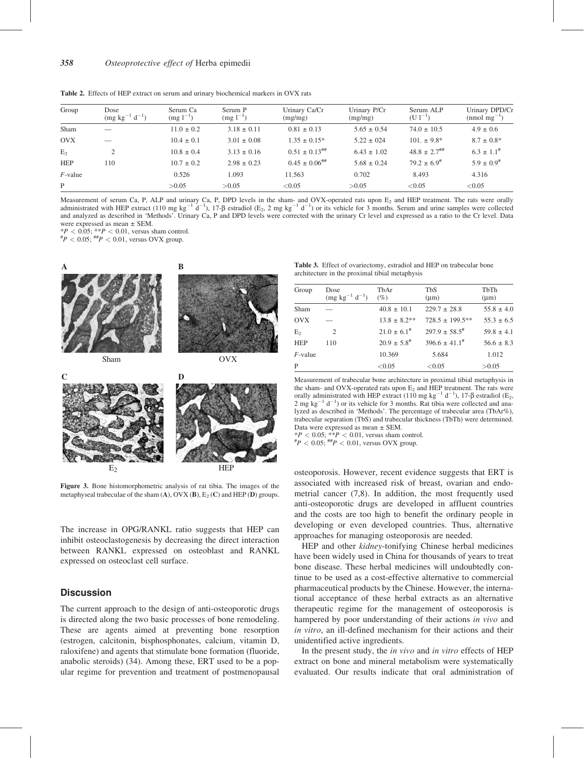**Table 2.** Effects of HEP extract on serum and urinary biochemical markers in OVX rats

| Group | Dose ($mg\ kg^{-1}\ d^{-1}$) | Serum Ca ($mg\ l^{-1}$) | Serum P ($mg\ l^{-1}$) | Urinary Ca/Cr (mg/mg) | Urinary P/Cr (mg/mg) | Serum ALP ($U\ l^{-1}$) | Urinary DPD/Cr ($nmol\ mg^{-1}$) |
|---|---|---|---|---|---|---|---|
| Sham | — | 11.0 ± 0.2 | 3.18 ± 0.11 | 0.81 ± 0.13 | 5.65 ± 0.54 | 74.0 ± 10.5 | 4.9 ± 0.6 |
| OVX | — | 10.4 ± 0.1 | 3.01 ± 0.08 | 1.35 ± 0.15* | 5.22 ± 024 | 101. ± 9.8* | 8.7 ± 0.8* |
| $E_2$ | 2 | 10.8 ± 0.4 | 3.13 ± 0.16 | 0.51 ± 0.13## | 6.43 ± 1.02 | 48.8 ± 2.7## | 6.3 ± 1.1# |
| HEP | 110 | 10.7 ± 0.2 | 2.98 ± 0.23 | 0.45 ± 0.06## | 5.68 ± 0.24 | 79.2 ± 6.9# | 5.9 ± 0.9# |
| *F*-value | | 0.526 | 1.093 | 11.563 | 0.702 | 8.493 | 4.316 |
| P | | >0.05 | >0.05 | <0.05 | >0.05 | <0.05 | <0.05 |

Measurement of serum Ca, P, ALP and urinary Ca, P, DPD levels in the sham- and OVX-operated rats upon $E_2$ and HEP treatment. The rats were orally administrated with HEP extract (110 $mg\ kg^{-1}\ d^{-1}$), 17-β estradiol ($E_2$, 2 $mg\ kg^{-1}\ d^{-1}$) or its vehicle for 3 months. Serum and urine samples were collected and analyzed as described in 'Methods'. Urinary Ca, P and DPD levels were corrected with the urinary Cr level and expressed as a ratio to the Cr level. Data were expressed as mean ± SEM.
$^{*}P < 0.05$; $^{**}P < 0.01$, versus sham control.
$^{\#}P < 0.05$; $^{\#\#}P < 0.01$, versus OVX group.

**Figure 3.** Bone histomorphometric analysis of rat tibia. The images of the metaphyseal trabeculae of the sham (**A**), OVX (**B**), $E_2$ (**C**) and HEP (**D**) groups.

**Table 3.** Effect of ovariectomy, estradiol and HEP on trabecular bone architecture in the proximal tibial metaphysis

| Group | Dose ($mg\ kg^{-1}\ d^{-1}$) | TbAr (%) | TbS (μm) | TbTh (μm) |
|---|---|---|---|---|
| Sham | — | 40.8 ± 10.1 | 229.7 ± 28.8 | 55.8 ± 4.0 |
| OVX | — | 13.8 ± 8.2** | 728.5 ± 199.5** | 55.3 ± 6.5 |
| $E_2$ | 2 | 21.0 ± 6.1# | 297.9 ± 58.5# | 59.8 ± 4.1 |
| HEP | 110 | 20.9 ± 5.8# | 396.6 ± 41.1# | 56.6 ± 8.3 |
| *F*-value | | 10.369 | 5.684 | 1.012 |
| P | | <0.05 | <0.05 | >0.05 |

Measurement of trabecular bone architecture in proximal tibial metaphysis in the sham- and OVX-operated rats upon $E_2$ and HEP treatment. The rats were orally administrated with HEP extract (110 $mg\ kg^{-1}\ d^{-1}$), 17-β estradiol ($E_2$, 2 $mg\ kg^{-1}\ d^{-1}$) or its vehicle for 3 months. Rat tibia were collected and analyzed as described in 'Methods'. The percentage of trabecular area (TbAr%), trabecular separation (TbS) and trabecular thickness (TbTh) were determined. Data were expressed as mean ± SEM.
$^{*}P < 0.05$; $^{**}P < 0.01$, versus sham control.
$^{\#}P < 0.05$; $^{\#\#}P < 0.01$, versus OVX group.

The increase in OPG/RANKL ratio suggests that HEP can inhibit osteoclastogenesis by decreasing the direct interaction between RANKL expressed on osteoblast and RANKL expressed on osteoclast cell surface.

## Discussion

The current approach to the design of anti-osteoporotic drugs is directed along the two basic processes of bone remodeling. These are agents aimed at preventing bone resorption (estrogen, calcitonin, bisphosphonates, calcium, vitamin D, raloxifene) and agents that stimulate bone formation (fluoride, anabolic steroids) (34). Among these, ERT used to be a popular regime for prevention and treatment of postmenopausal osteoporosis. However, recent evidence suggests that ERT is associated with increased risk of breast, ovarian and endometrial cancer (7,8). In addition, the most frequently used anti-osteoporotic drugs are developed in affluent countries and the costs are too high to benefit the ordinary people in developing or even developed countries. Thus, alternative approaches for managing osteoporosis are needed.

HEP and other *kidney*-tonifying Chinese herbal medicines have been widely used in China for thousands of years to treat bone disease. These herbal medicines will undoubtedly continue to be used as a cost-effective alternative to commercial pharmaceutical products by the Chinese. However, the international acceptance of these herbal extracts as an alternative therapeutic regime for the management of osteoporosis is hampered by poor understanding of their actions *in vivo* and *in vitro*, an ill-defined mechanism for their actions and their unidentified active ingredients.

In the present study, the *in vivo* and *in vitro* effects of HEP extract on bone and mineral metabolism were systematically evaluated. Our results indicate that oral administration of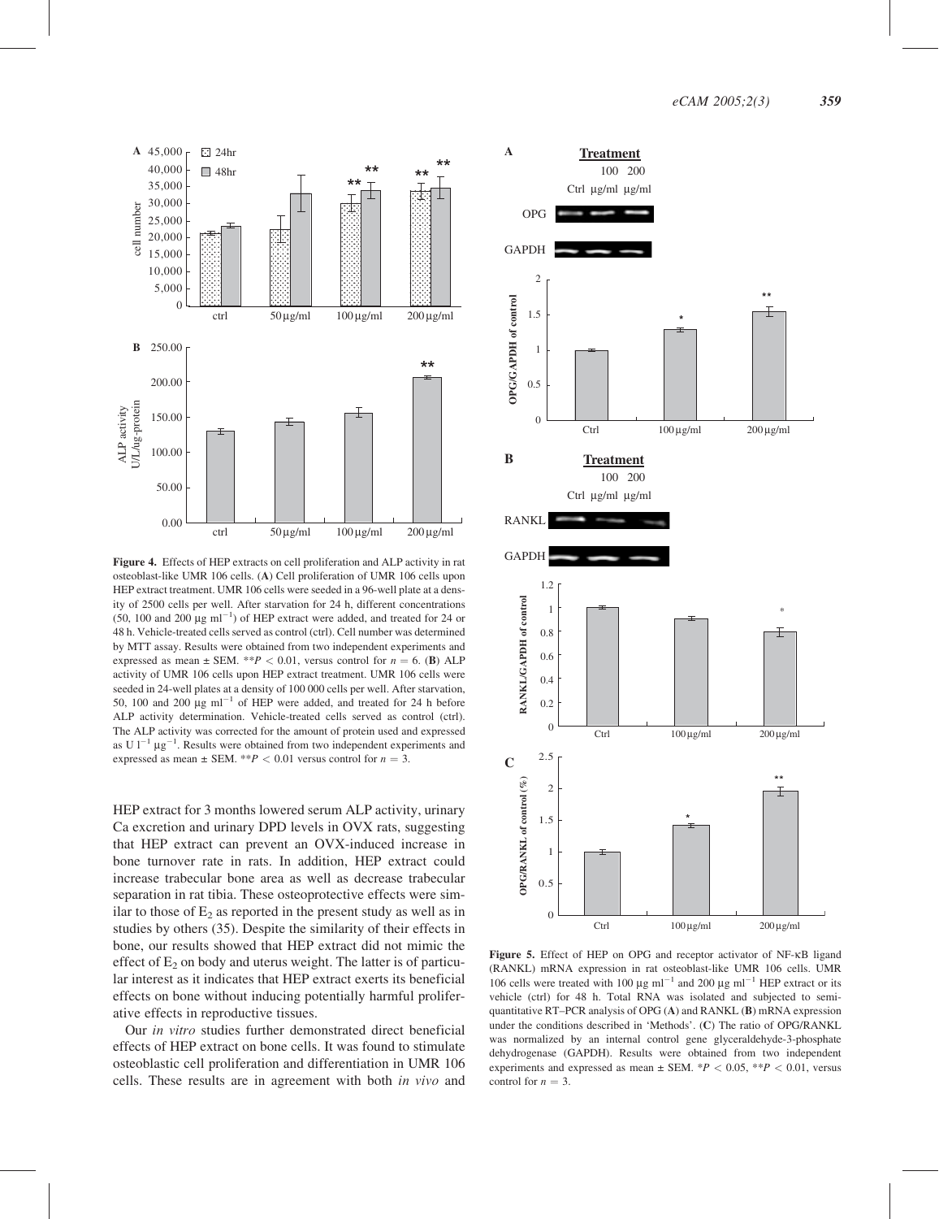**Figure 4.** Effects of HEP extracts on cell proliferation and ALP activity in rat osteoblast-like UMR 106 cells. (**A**) Cell proliferation of UMR 106 cells upon HEP extract treatment. UMR 106 cells were seeded in a 96-well plate at a density of 2500 cells per well. After starvation for 24 h, different concentrations (50, 100 and 200 μg $ml^{-1}$) of HEP extract were added, and treated for 24 or 48 h. Vehicle-treated cells served as control (ctrl). Cell number was determined by MTT assay. Results were obtained from two independent experiments and expressed as mean ± SEM. $^{**}P < 0.01$, versus control for $n = 6$. (**B**) ALP activity of UMR 106 cells upon HEP extract treatment. UMR 106 cells were seeded in 24-well plates at a density of 100 000 cells per well. After starvation, 50, 100 and 200 μg $ml^{-1}$ of HEP were added, and treated for 24 h before ALP activity determination. Vehicle-treated cells served as control (ctrl). The ALP activity was corrected for the amount of protein used and expressed as U $l^{-1}$ $\mu g^{-1}$. Results were obtained from two independent experiments and expressed as mean ± SEM. $^{**}P < 0.01$ versus control for $n = 3$.

HEP extract for 3 months lowered serum ALP activity, urinary Ca excretion and urinary DPD levels in OVX rats, suggesting that HEP extract can prevent an OVX-induced increase in bone turnover rate in rats. In addition, HEP extract could increase trabecular bone area as well as decrease trabecular separation in rat tibia. These osteoprotective effects were similar to those of $E_2$ as reported in the present study as well as in studies by others (35). Despite the similarity of their effects in bone, our results showed that HEP extract did not mimic the effect of $E_2$ on body and uterus weight. The latter is of particular interest as it indicates that HEP extract exerts its beneficial effects on bone without inducing potentially harmful proliferative effects in reproductive tissues.

Our *in vitro* studies further demonstrated direct beneficial effects of HEP extract on bone cells. It was found to stimulate osteoblastic cell proliferation and differentiation in UMR 106 cells. These results are in agreement with both *in vivo* and

**Figure 5.** Effect of HEP on OPG and receptor activator of NF-κB ligand (RANKL) mRNA expression in rat osteoblast-like UMR 106 cells. UMR 106 cells were treated with 100 μg $ml^{-1}$ and 200 μg $ml^{-1}$ HEP extract or its vehicle (ctrl) for 48 h. Total RNA was isolated and subjected to semi-quantitative RT–PCR analysis of OPG (**A**) and RANKL (**B**) mRNA expression under the conditions described in 'Methods'. (**C**) The ratio of OPG/RANKL was normalized by an internal control gene glyceraldehyde-3-phosphate dehydrogenase (GAPDH). Results were obtained from two independent experiments and expressed as mean ± SEM. $^{*}P < 0.05$, $^{**}P < 0.01$, versus control for $n = 3$.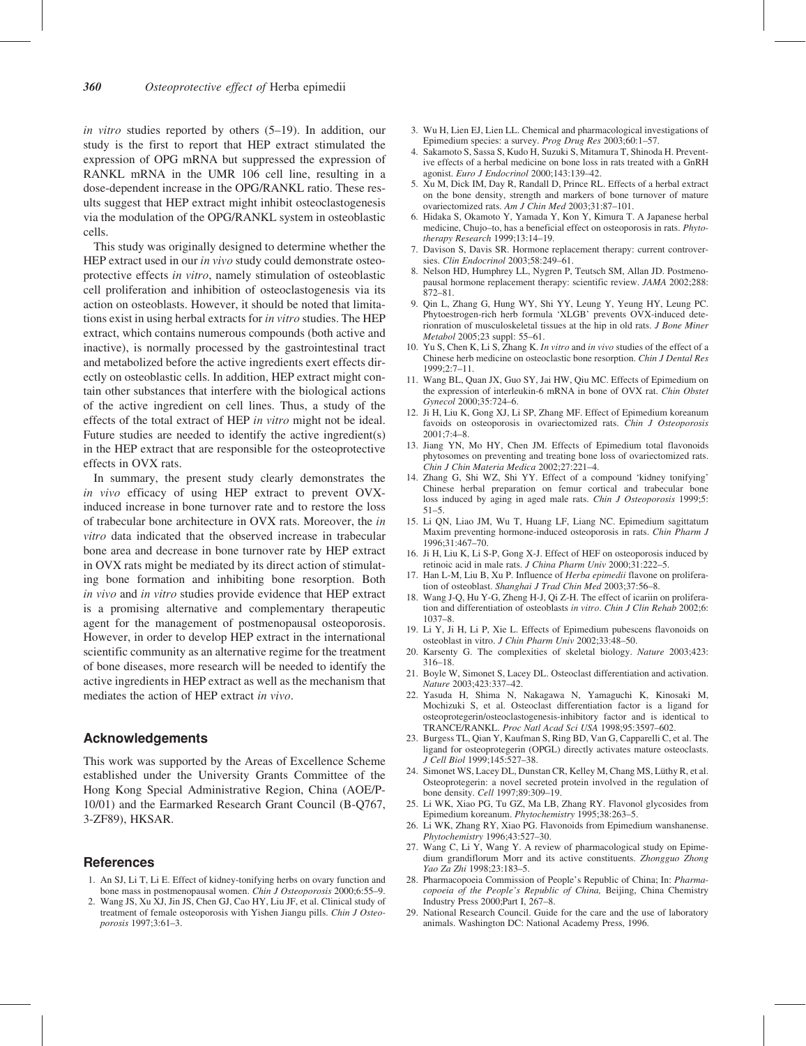*in vitro* studies reported by others (5–19). In addition, our study is the first to report that HEP extract stimulated the expression of OPG mRNA but suppressed the expression of RANKL mRNA in the UMR 106 cell line, resulting in a dose-dependent increase in the OPG/RANKL ratio. These results suggest that HEP extract might inhibit osteoclastogenesis via the modulation of the OPG/RANKL system in osteoblastic cells.

This study was originally designed to determine whether the HEP extract used in our *in vivo* study could demonstrate osteoprotective effects *in vitro*, namely stimulation of osteoblastic cell proliferation and inhibition of osteoclastogenesis via its action on osteoblasts. However, it should be noted that limitations exist in using herbal extracts for *in vitro* studies. The HEP extract, which contains numerous compounds (both active and inactive), is normally processed by the gastrointestinal tract and metabolized before the active ingredients exert effects directly on osteoblastic cells. In addition, HEP extract might contain other substances that interfere with the biological actions of the active ingredient on cell lines. Thus, a study of the effects of the total extract of HEP *in vitro* might not be ideal. Future studies are needed to identify the active ingredient(s) in the HEP extract that are responsible for the osteoprotective effects in OVX rats.

In summary, the present study clearly demonstrates the *in vivo* efficacy of using HEP extract to prevent OVX-induced increase in bone turnover rate and to restore the loss of trabecular bone architecture in OVX rats. Moreover, the *in vitro* data indicated that the observed increase in trabecular bone area and decrease in bone turnover rate by HEP extract in OVX rats might be mediated by its direct action of stimulating bone formation and inhibiting bone resorption. Both *in vivo* and *in vitro* studies provide evidence that HEP extract is a promising alternative and complementary therapeutic agent for the management of postmenopausal osteoporosis. However, in order to develop HEP extract in the international scientific community as an alternative regime for the treatment of bone diseases, more research will be needed to identify the active ingredients in HEP extract as well as the mechanism that mediates the action of HEP extract *in vivo*.

## Acknowledgements

This work was supported by the Areas of Excellence Scheme established under the University Grants Committee of the Hong Kong Special Administrative Region, China (AOE/P-10/01) and the Earmarked Research Grant Council (B-Q767, 3-ZF89), HKSAR.

## References

1. An SJ, Li T, Li E. Effect of kidney-tonifying herbs on ovary function and bone mass in postmenopausal women. *Chin J Osteoporosis* 2000;6:55–9.
2. Wang JS, Xu XJ, Jin JS, Chen GJ, Cao HY, Liu JF, et al. Clinical study of treatment of female osteoporosis with Yishen Jiangu pills. *Chin J Osteoporosis* 1997;3:61–3.
3. Wu H, Lien EJ, Lien LL. Chemical and pharmacological investigations of Epimedium species: a survey. *Prog Drug Res* 2003;60:1–57.
4. Sakamoto S, Sassa S, Kudo H, Suzuki S, Mitamura T, Shinoda H. Preventive effects of a herbal medicine on bone loss in rats treated with a GnRH agonist. *Euro J Endocrinol* 2000;143:139–42.
5. Xu M, Dick IM, Day R, Randall D, Prince RL. Effects of a herbal extract on the bone density, strength and markers of bone turnover of mature ovariectomized rats. *Am J Chin Med* 2003;31:87–101.
6. Hidaka S, Okamoto Y, Yamada Y, Kon Y, Kimura T. A Japanese herbal medicine, Chujo–to, has a beneficial effect on osteoporosis in rats. *Phytotherapy Research* 1999;13:14–19.
7. Davison S, Davis SR. Hormone replacement therapy: current controversies. *Clin Endocrinol* 2003;58:249–61.
8. Nelson HD, Humphrey LL, Nygren P, Teutsch SM, Allan JD. Postmenopausal hormone replacement therapy: scientific review. *JAMA* 2002;288: 872–81.
9. Qin L, Zhang G, Hung WY, Shi YY, Leung Y, Yeung HY, Leung PC. Phytoestrogen-rich herb formula 'XLGB' prevents OVX-induced deterionration of musculoskeletal tissues at the hip in old rats. *J Bone Miner Metabol* 2005;23 suppl: 55–61.
10. Yu S, Chen K, Li S, Zhang K. *In vitro* and *in vivo* studies of the effect of a Chinese herb medicine on osteoclastic bone resorption. *Chin J Dental Res* 1999;2:7–11.
11. Wang BL, Quan JX, Guo SY, Jai HW, Qiu MC. Effects of Epimedium on the expression of interleukin-6 mRNA in bone of OVX rat. *Chin Obstet Gynecol* 2000;35:724–6.
12. Ji H, Liu K, Gong XJ, Li SP, Zhang MF. Effect of Epimedium koreanum favoids on osteoporosis in ovariectomized rats. *Chin J Osteoporosis* 2001;7:4–8.
13. Jiang YN, Mo HY, Chen JM. Effects of Epimedium total flavonoids phytosomes on preventing and treating bone loss of ovariectomized rats. *Chin J Chin Materia Medica* 2002;27:221–4.
14. Zhang G, Shi WZ, Shi YY. Effect of a compound 'kidney tonifying' Chinese herbal preparation on femur cortical and trabecular bone loss induced by aging in aged male rats. *Chin J Osteoporosis* 1999;5: 51–5.
15. Li QN, Liao JM, Wu T, Huang LF, Liang NC. Epimedium sagittatum Maxim preventing hormone-induced osteoporosis in rats. *Chin Pharm J* 1996;31:467–70.
16. Ji H, Liu K, Li S-P, Gong X-J. Effect of HEF on osteoporosis induced by retinoic acid in male rats. *J China Pharm Univ* 2000;31:222–5.
17. Han L-M, Liu B, Xu P. Influence of *Herba epimedii* flavone on proliferation of osteoblast. *Shanghai J Trad Chin Med* 2003;37:56–8.
18. Wang J-Q, Hu Y-G, Zheng H-J, Qi Z-H. The effect of icariin on proliferation and differentiation of osteoblasts *in vitro*. *Chin J Clin Rehab* 2002;6: 1037–8.
19. Li Y, Ji H, Li P, Xie L. Effects of Epimedium pubescens flavonoids on osteoblast in vitro. *J Chin Pharm Univ* 2002;33:48–50.
20. Karsenty G. The complexities of skeletal biology. *Nature* 2003;423: 316–18.
21. Boyle W, Simonet S, Lacey DL. Osteoclast differentiation and activation. *Nature* 2003;423:337–42.
22. Yasuda H, Shima N, Nakagawa N, Yamaguchi K, Kinosaki M, Mochizuki S, et al. Osteoclast differentiation factor is a ligand for osteoprotegerin/osteoclastogenesis-inhibitory factor and is identical to TRANCE/RANKL. *Proc Natl Acad Sci USA* 1998;95:3597–602.
23. Burgess TL, Qian Y, Kaufman S, Ring BD, Van G, Capparelli C, et al. The ligand for osteoprotegerin (OPGL) directly activates mature osteoclasts. *J Cell Biol* 1999;145:527–38.
24. Simonet WS, Lacey DL, Dunstan CR, Kelley M, Chang MS, Lüthy R, et al. Osteoprotegerin: a novel secreted protein involved in the regulation of bone density. *Cell* 1997;89:309–19.
25. Li WK, Xiao PG, Tu GZ, Ma LB, Zhang RY. Flavonol glycosides from Epimedium koreanum. *Phytochemistry* 1995;38:263–5.
26. Li WK, Zhang RY, Xiao PG. Flavonoids from Epimedium wanshanense. *Phytochemistry* 1996;43:527–30.
27. Wang C, Li Y, Wang Y. A review of pharmacological study on Epimedium grandiflorum Morr and its active constituents. *Zhongguo Zhong Yao Za Zhi* 1998;23:183–5.
28. Pharmacopoeia Commission of People's Republic of China; In: *Pharmacopoeia of the People's Republic of China,* Beijing, China Chemistry Industry Press 2000;Part I, 267–8.
29. National Research Council. Guide for the care and the use of laboratory animals. Washington DC: National Academy Press, 1996.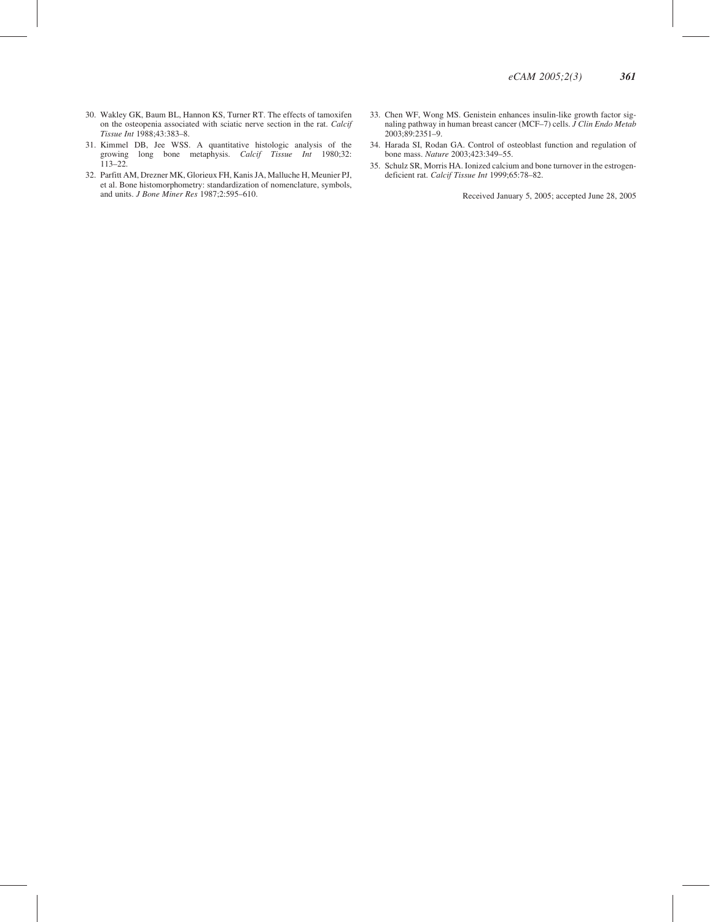30. Wakley GK, Baum BL, Hannon KS, Turner RT. The effects of tamoxifen on the osteopenia associated with sciatic nerve section in the rat. *Calcif Tissue Int* 1988;43:383–8.
31. Kimmel DB, Jee WSS. A quantitative histologic analysis of the growing long bone metaphysis. *Calcif Tissue Int* 1980;32:113–22.
32. Parfitt AM, Drezner MK, Glorieux FH, Kanis JA, Malluche H, Meunier PJ, et al. Bone histomorphometry: standardization of nomenclature, symbols, and units. *J Bone Miner Res* 1987;2:595–610.
33. Chen WF, Wong MS. Genistein enhances insulin-like growth factor signaling pathway in human breast cancer (MCF–7) cells. *J Clin Endo Metab* 2003;89:2351–9.
34. Harada SI, Rodan GA. Control of osteoblast function and regulation of bone mass. *Nature* 2003;423:349–55.
35. Schulz SR, Morris HA. Ionized calcium and bone turnover in the estrogen-deficient rat. *Calcif Tissue Int* 1999;65:78–82.

Received January 5, 2005; accepted June 28, 2005